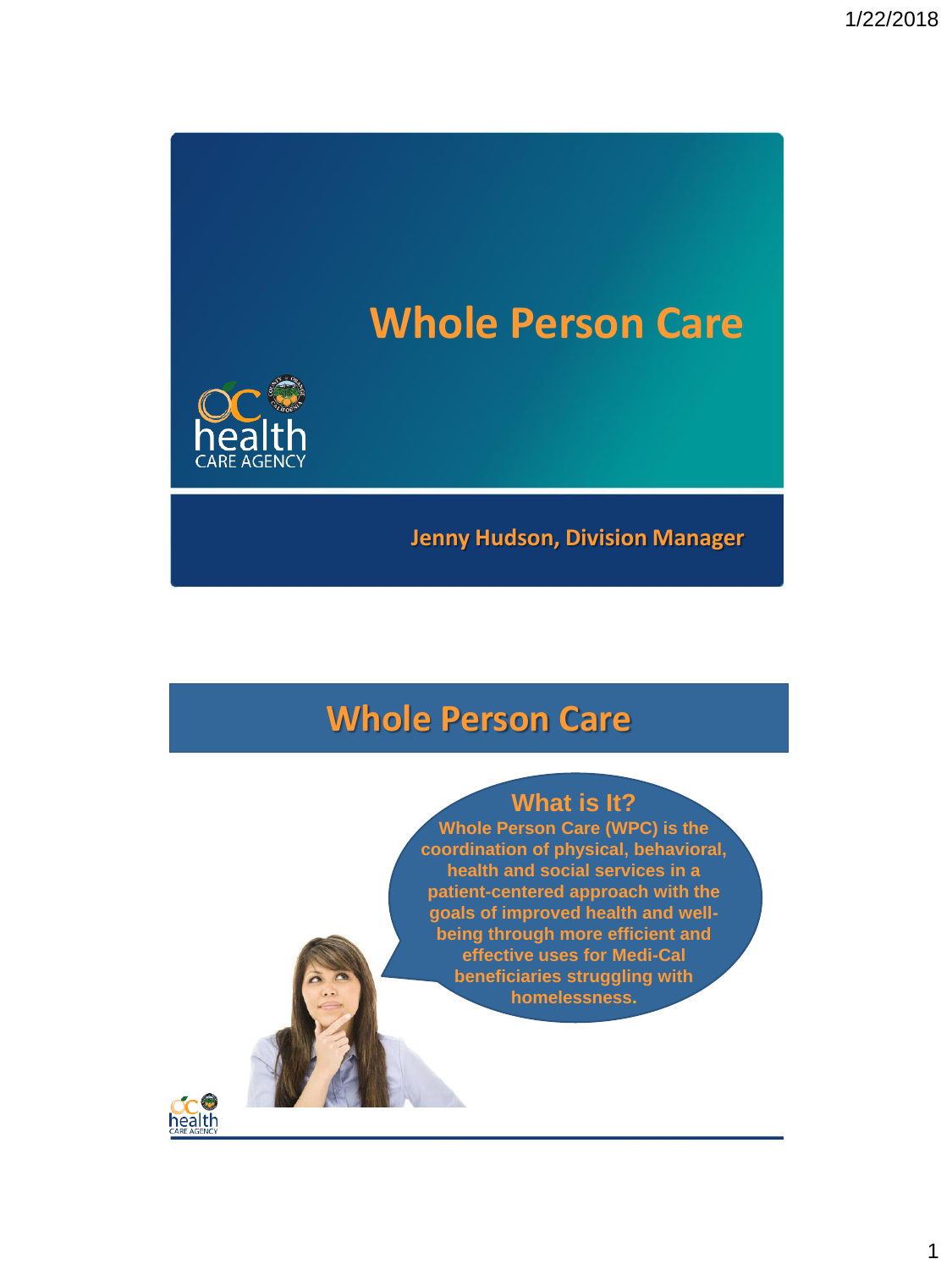# Whole Person Care

Jenny Hudson, Division Manager

## Whole Person Care

### What is It?

**Whole Person Care (WPC) is the coordination of physical, behavioral, health and social services in a patient-centered approach with the goals of improved health and well-being through more efficient and effective uses for Medi-Cal beneficiaries struggling with homelessness.**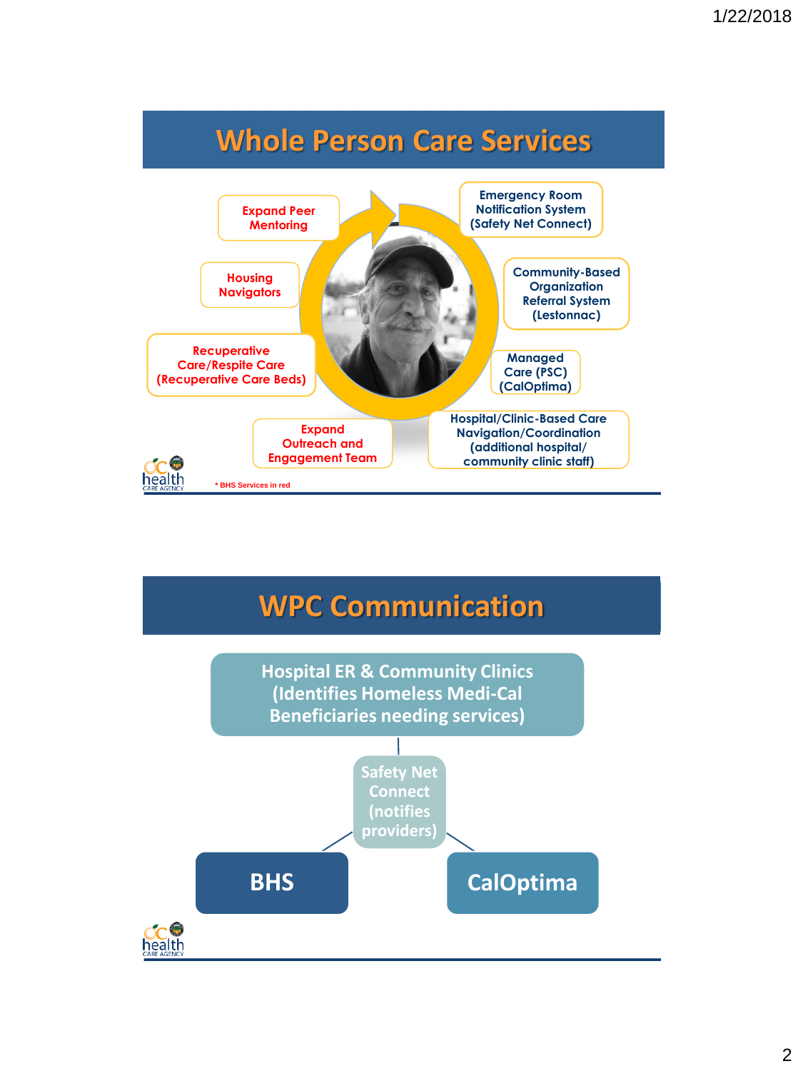## Whole Person Care Services

- Expand Peer Mentoring
- Housing Navigators
- Recuperative Care/Respite Care (Recuperative Care Beds)
- Expand Outreach and Engagement Team
- Emergency Room Notification System (Safety Net Connect)
- Community-Based Organization Referral System (Lestonnac)
- Managed Care (PSC) (CalOptima)
- Hospital/Clinic-Based Care Navigation/Coordination (additional hospital/ community clinic staff)

* BHS Services in red

## WPC Communication

- Hospital ER & Community Clinics (Identifies Homeless Medi-Cal Beneficiaries needing services)
  - Safety Net Connect (notifies providers)
    - BHS
    - CalOptima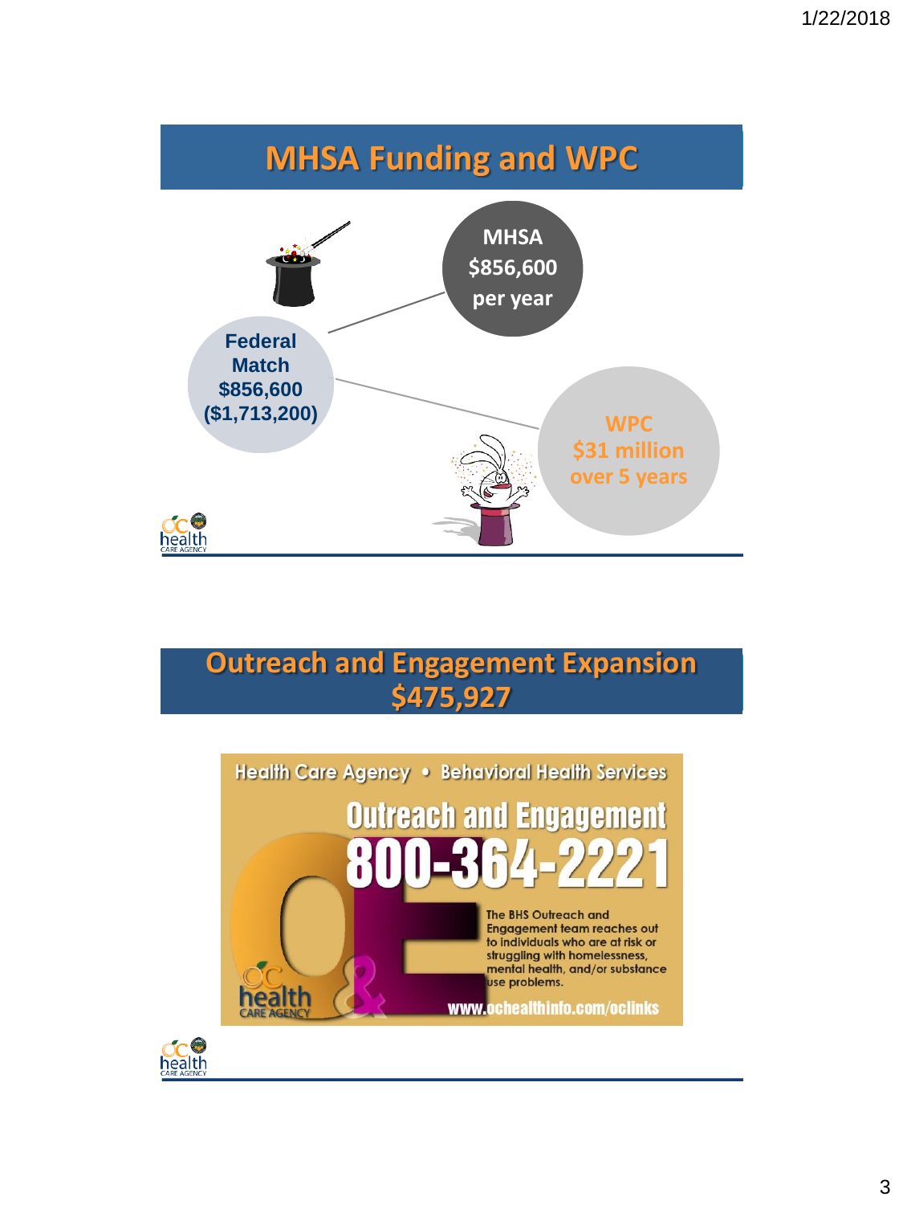# MHSA Funding and WPC

**MHSA**
**$856,600**
**per year**

**Federal Match**
**$856,600**
**($1,713,200)**

**WPC**
**$31 million**
**over 5 years**

# Outreach and Engagement Expansion $475,927

Health Care Agency • Behavioral Health Services

**Outreach and Engagement**

**800-364-2221**

The BHS Outreach and Engagement team reaches out to individuals who are at risk or struggling with homelessness, mental health, and/or substance use problems.

www.ochealthinfo.com/oclinks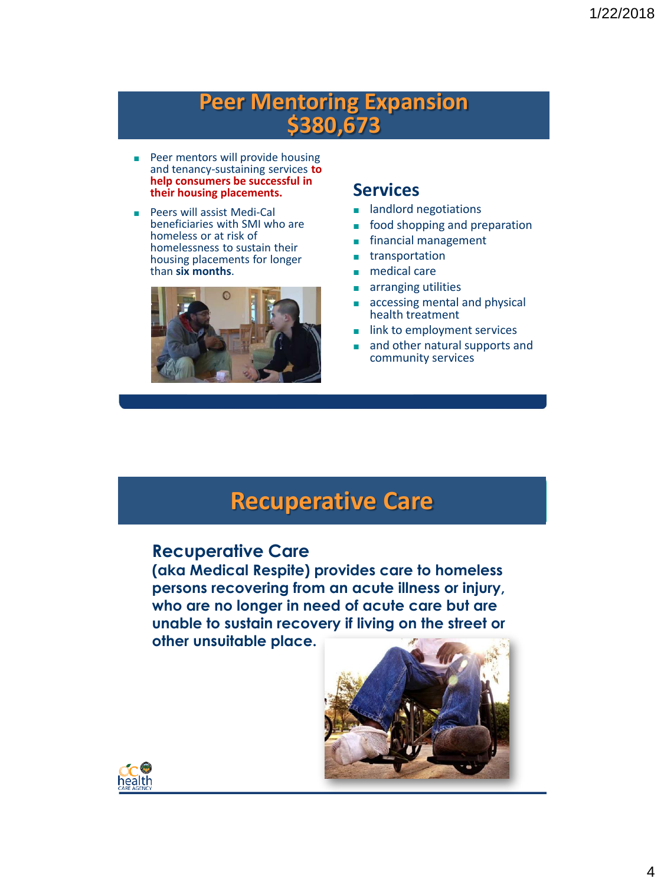# Peer Mentoring Expansion $380,673

- Peer mentors will provide housing and tenancy-sustaining services **to help consumers be successful in their housing placements.**
- Peers will assist Medi-Cal beneficiaries with SMI who are homeless or at risk of homelessness to sustain their housing placements for longer than **six months**.

## Services

- landlord negotiations
- food shopping and preparation
- financial management
- transportation
- medical care
- arranging utilities
- accessing mental and physical health treatment
- link to employment services
- and other natural supports and community services

# Recuperative Care

## Recuperative Care

**(aka Medical Respite) provides care to homeless persons recovering from an acute illness or injury, who are no longer in need of acute care but are unable to sustain recovery if living on the street or other unsuitable place.**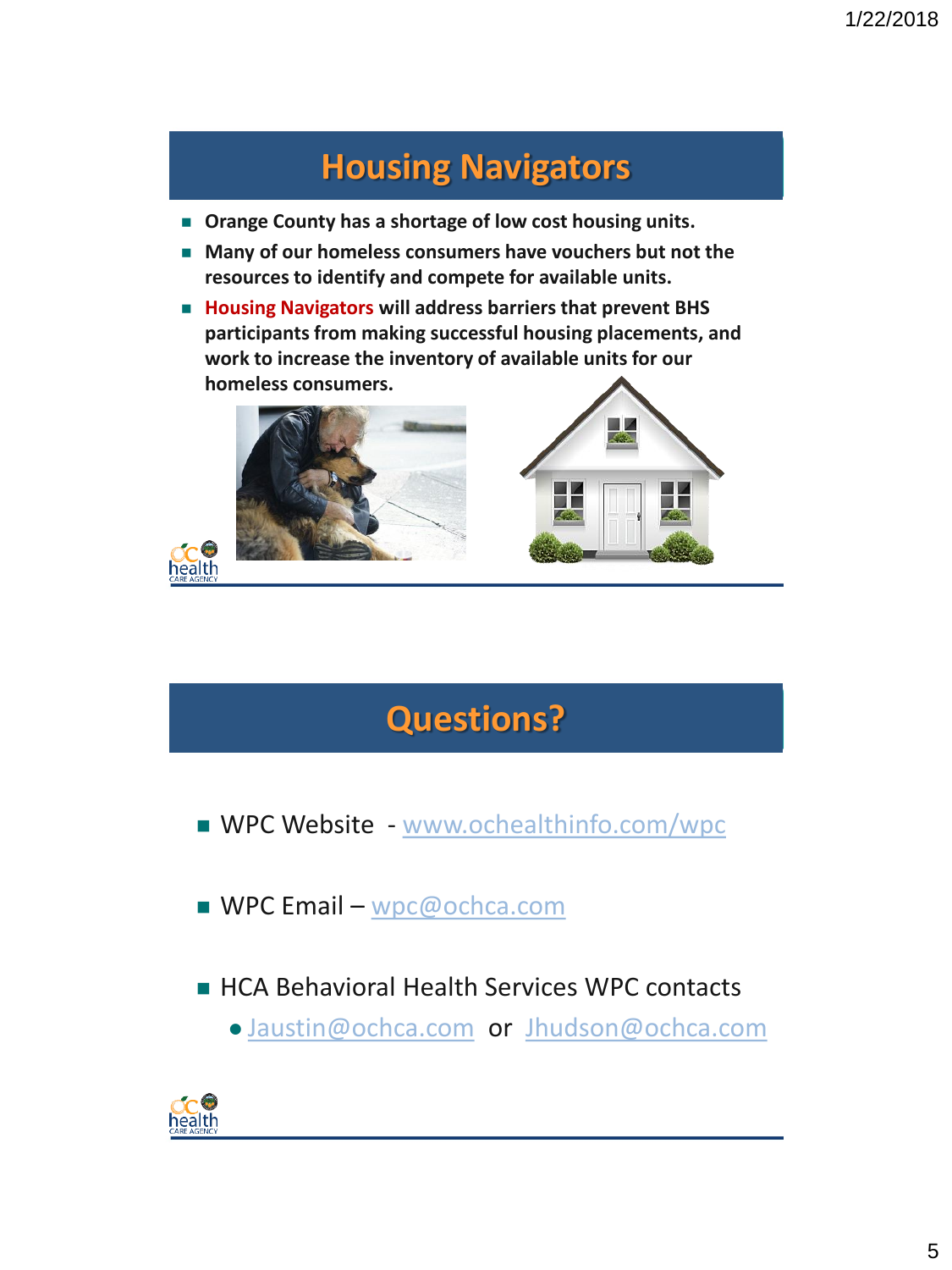## Housing Navigators

- **Orange County has a shortage of low cost housing units.**
- **Many of our homeless consumers have vouchers but not the resources to identify and compete for available units.**
- **Housing Navigators will address barriers that prevent BHS participants from making successful housing placements, and work to increase the inventory of available units for our homeless consumers.**

## Questions?

- WPC Website - www.ochealthinfo.com/wpc
- WPC Email – wpc@ochca.com
- HCA Behavioral Health Services WPC contacts
  - Jaustin@ochca.com or Jhudson@ochca.com